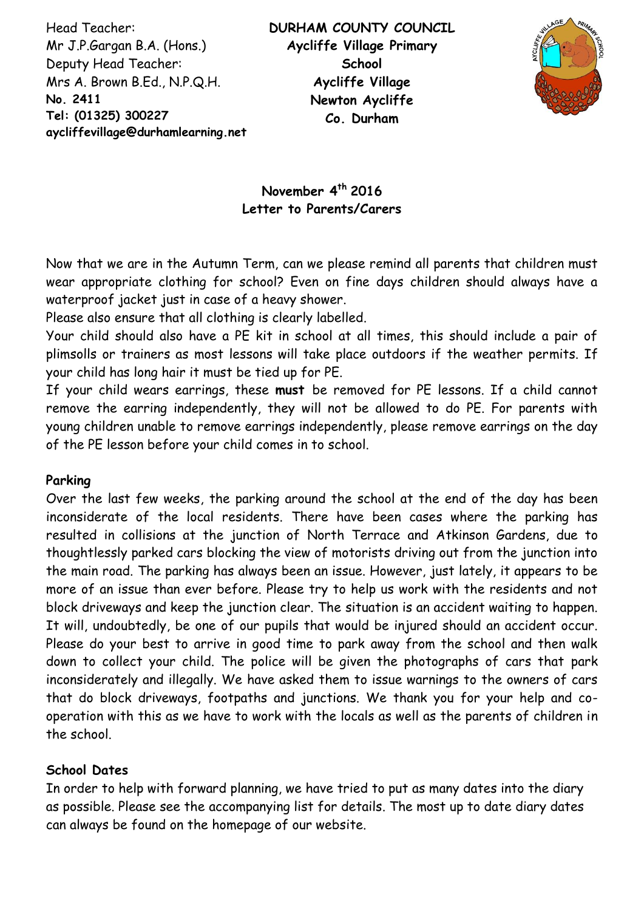Head Teacher:
Mr J.P.Gargan B.A. (Hons.)
Deputy Head Teacher:
Mrs A. Brown B.Ed., N.P.Q.H.
**No. 2411**
**Tel: (01325) 300227**
**aycliffevillage@durhamlearning.net**

**DURHAM COUNTY COUNCIL**
**Aycliffe Village Primary School**
**Aycliffe Village**
**Newton Aycliffe**
**Co. Durham**

**November 4th 2016**
**Letter to Parents/Carers**

Now that we are in the Autumn Term, can we please remind all parents that children must wear appropriate clothing for school? Even on fine days children should always have a waterproof jacket just in case of a heavy shower.

Please also ensure that all clothing is clearly labelled.

Your child should also have a PE kit in school at all times, this should include a pair of plimsolls or trainers as most lessons will take place outdoors if the weather permits. If your child has long hair it must be tied up for PE.

If your child wears earrings, these **must** be removed for PE lessons. If a child cannot remove the earring independently, they will not be allowed to do PE. For parents with young children unable to remove earrings independently, please remove earrings on the day of the PE lesson before your child comes in to school.

**Parking**

Over the last few weeks, the parking around the school at the end of the day has been inconsiderate of the local residents. There have been cases where the parking has resulted in collisions at the junction of North Terrace and Atkinson Gardens, due to thoughtlessly parked cars blocking the view of motorists driving out from the junction into the main road. The parking has always been an issue. However, just lately, it appears to be more of an issue than ever before. Please try to help us work with the residents and not block driveways and keep the junction clear. The situation is an accident waiting to happen. It will, undoubtedly, be one of our pupils that would be injured should an accident occur. Please do your best to arrive in good time to park away from the school and then walk down to collect your child. The police will be given the photographs of cars that park inconsiderately and illegally. We have asked them to issue warnings to the owners of cars that do block driveways, footpaths and junctions. We thank you for your help and co-operation with this as we have to work with the locals as well as the parents of children in the school.

**School Dates**

In order to help with forward planning, we have tried to put as many dates into the diary as possible. Please see the accompanying list for details. The most up to date diary dates can always be found on the homepage of our website.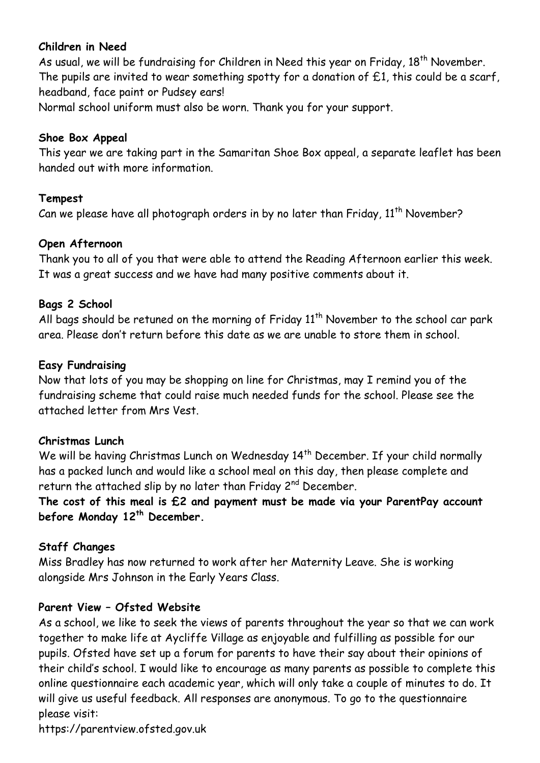**Children in Need**

As usual, we will be fundraising for Children in Need this year on Friday, 18th November. The pupils are invited to wear something spotty for a donation of £1, this could be a scarf, headband, face paint or Pudsey ears!

Normal school uniform must also be worn. Thank you for your support.

**Shoe Box Appeal**

This year we are taking part in the Samaritan Shoe Box appeal, a separate leaflet has been handed out with more information.

**Tempest**

Can we please have all photograph orders in by no later than Friday, 11th November?

**Open Afternoon**

Thank you to all of you that were able to attend the Reading Afternoon earlier this week. It was a great success and we have had many positive comments about it.

**Bags 2 School**

All bags should be retuned on the morning of Friday 11th November to the school car park area. Please don't return before this date as we are unable to store them in school.

**Easy Fundraising**

Now that lots of you may be shopping on line for Christmas, may I remind you of the fundraising scheme that could raise much needed funds for the school. Please see the attached letter from Mrs Vest.

**Christmas Lunch**

We will be having Christmas Lunch on Wednesday 14th December. If your child normally has a packed lunch and would like a school meal on this day, then please complete and return the attached slip by no later than Friday 2nd December.

**The cost of this meal is £2 and payment must be made via your ParentPay account before Monday 12th December.**

**Staff Changes**

Miss Bradley has now returned to work after her Maternity Leave. She is working alongside Mrs Johnson in the Early Years Class.

**Parent View – Ofsted Website**

As a school, we like to seek the views of parents throughout the year so that we can work together to make life at Aycliffe Village as enjoyable and fulfilling as possible for our pupils. Ofsted have set up a forum for parents to have their say about their opinions of their child's school. I would like to encourage as many parents as possible to complete this online questionnaire each academic year, which will only take a couple of minutes to do. It will give us useful feedback. All responses are anonymous. To go to the questionnaire please visit:

https://parentview.ofsted.gov.uk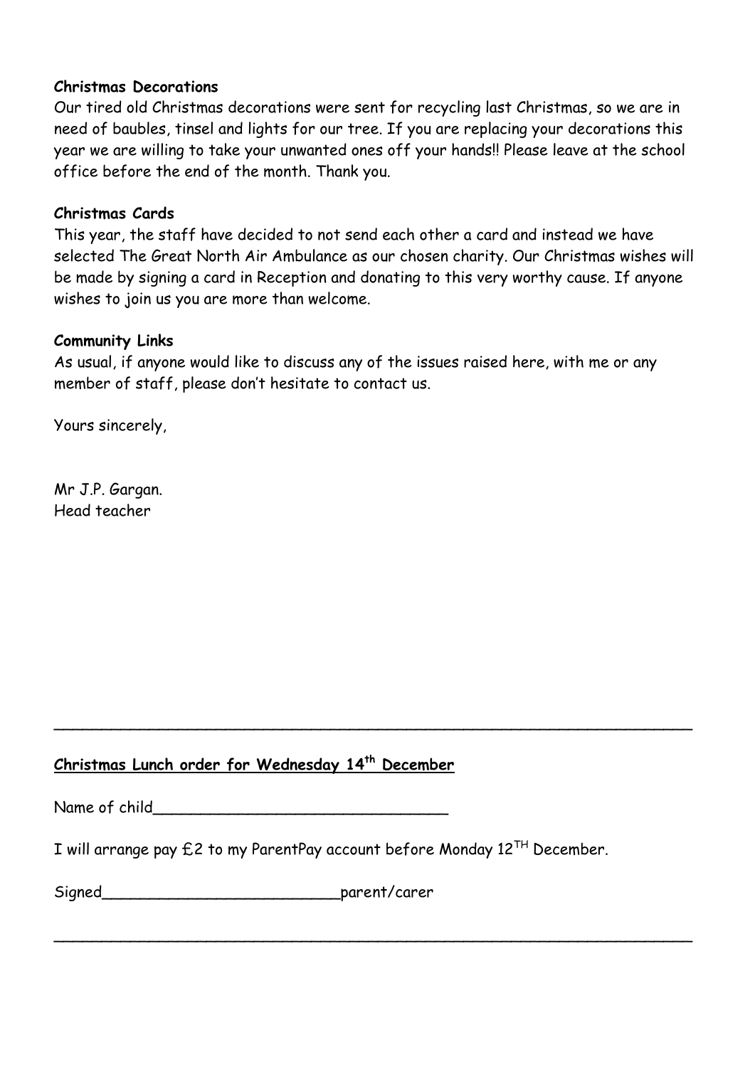**Christmas Decorations**

Our tired old Christmas decorations were sent for recycling last Christmas, so we are in need of baubles, tinsel and lights for our tree. If you are replacing your decorations this year we are willing to take your unwanted ones off your hands!! Please leave at the school office before the end of the month. Thank you.

**Christmas Cards**

This year, the staff have decided to not send each other a card and instead we have selected The Great North Air Ambulance as our chosen charity. Our Christmas wishes will be made by signing a card in Reception and donating to this very worthy cause. If anyone wishes to join us you are more than welcome.

**Community Links**

As usual, if anyone would like to discuss any of the issues raised here, with me or any member of staff, please don't hesitate to contact us.

Yours sincerely,

Mr J.P. Gargan.
Head teacher

---

**Christmas Lunch order for Wednesday 14th December**

Name of child________________________________

I will arrange pay £2 to my ParentPay account before Monday 12TH December.

Signed__________________________parent/carer

---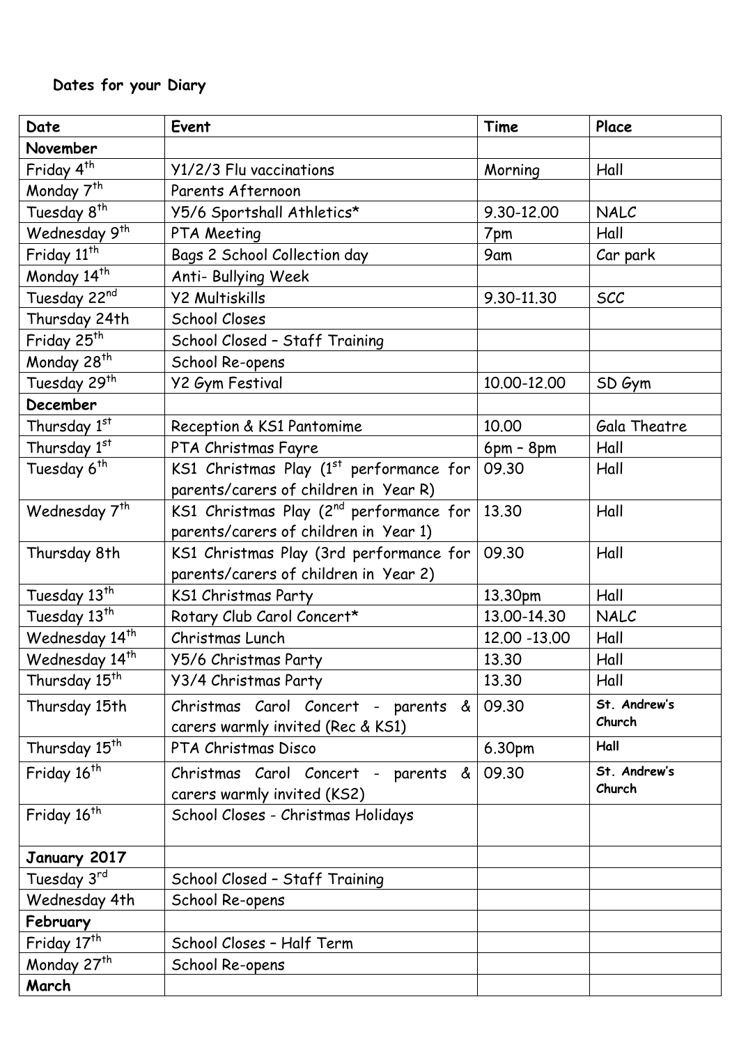**Dates for your Diary**

| Date | Event | Time | Place |
|---|---|---|---|
| **November** | | | |
| Friday 4th | Y1/2/3 Flu vaccinations | Morning | Hall |
| Monday 7th | Parents Afternoon | | |
| Tuesday 8th | Y5/6 Sportshall Athletics* | 9.30-12.00 | NALC |
| Wednesday 9th | PTA Meeting | 7pm | Hall |
| Friday 11th | Bags 2 School Collection day | 9am | Car park |
| Monday 14th | Anti- Bullying Week | | |
| Tuesday 22nd | Y2 Multiskills | 9.30-11.30 | SCC |
| Thursday 24th | School Closes | | |
| Friday 25th | School Closed – Staff Training | | |
| Monday 28th | School Re-opens | | |
| Tuesday 29th | Y2 Gym Festival | 10.00-12.00 | SD Gym |
| **December** | | | |
| Thursday 1st | Reception & KS1 Pantomime | 10.00 | Gala Theatre |
| Thursday 1st | PTA Christmas Fayre | 6pm – 8pm | Hall |
| Tuesday 6th | KS1 Christmas Play (1st performance for parents/carers of children in Year R) | 09.30 | Hall |
| Wednesday 7th | KS1 Christmas Play (2nd performance for parents/carers of children in Year 1) | 13.30 | Hall |
| Thursday 8th | KS1 Christmas Play (3rd performance for parents/carers of children in Year 2) | 09.30 | Hall |
| Tuesday 13th | KS1 Christmas Party | 13.30pm | Hall |
| Tuesday 13th | Rotary Club Carol Concert* | 13.00-14.30 | NALC |
| Wednesday 14th | Christmas Lunch | 12.00 -13.00 | Hall |
| Wednesday 14th | Y5/6 Christmas Party | 13.30 | Hall |
| Thursday 15th | Y3/4 Christmas Party | 13.30 | Hall |
| Thursday 15th | Christmas Carol Concert - parents & carers warmly invited (Rec & KS1) | 09.30 | St. Andrew's Church |
| Thursday 15th | PTA Christmas Disco | 6.30pm | Hall |
| Friday 16th | Christmas Carol Concert - parents & carers warmly invited (KS2) | 09.30 | St. Andrew's Church |
| Friday 16th | School Closes - Christmas Holidays | | |
| **January 2017** | | | |
| Tuesday 3rd | School Closed – Staff Training | | |
| Wednesday 4th | School Re-opens | | |
| **February** | | | |
| Friday 17th | School Closes – Half Term | | |
| Monday 27th | School Re-opens | | |
| **March** | | | |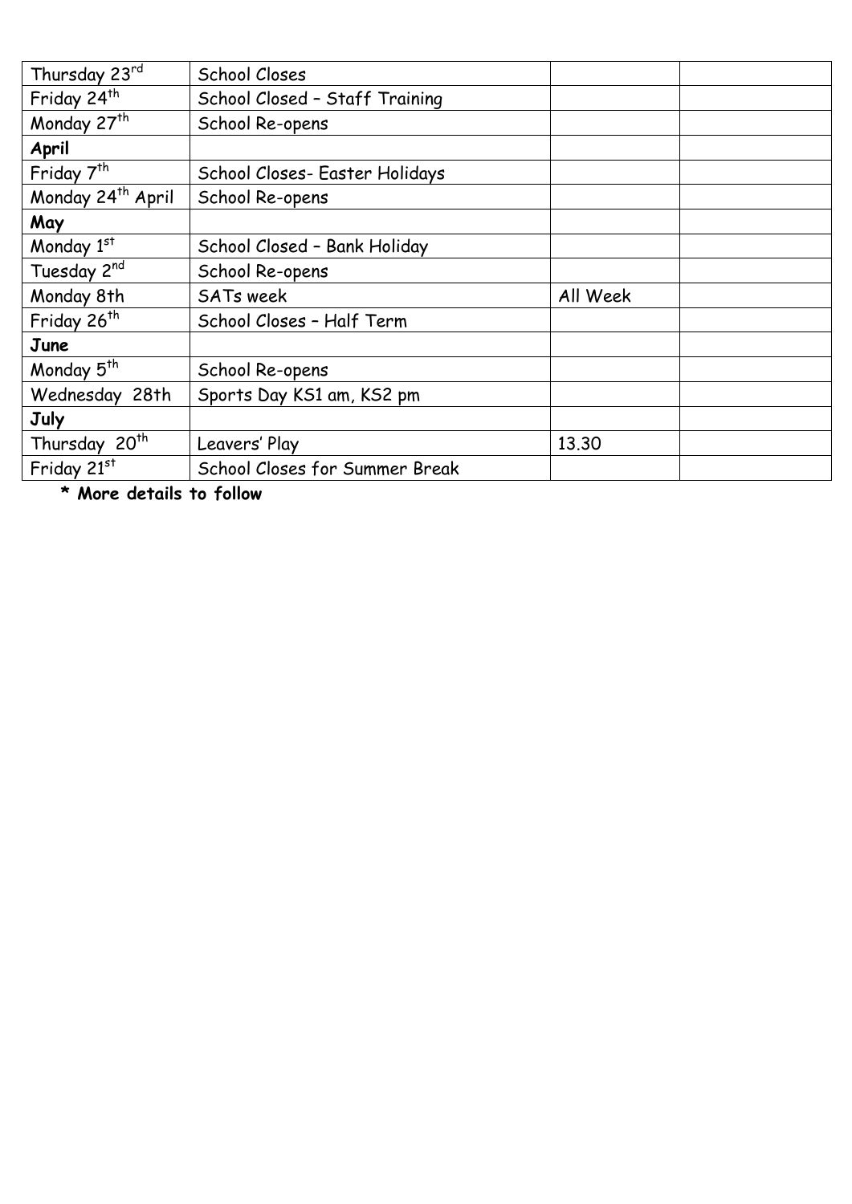| | | | |
|---|---|---|---|
| Thursday 23rd | School Closes | | |
| Friday 24th | School Closed – Staff Training | | |
| Monday 27th | School Re-opens | | |
| **April** | | | |
| Friday 7th | School Closes- Easter Holidays | | |
| Monday 24th April | School Re-opens | | |
| **May** | | | |
| Monday 1st | School Closed – Bank Holiday | | |
| Tuesday 2nd | School Re-opens | | |
| Monday 8th | SATs week | All Week | |
| Friday 26th | School Closes – Half Term | | |
| **June** | | | |
| Monday 5th | School Re-opens | | |
| Wednesday 28th | Sports Day KS1 am, KS2 pm | | |
| **July** | | | |
| Thursday 20th | Leavers' Play | 13.30 | |
| Friday 21st | School Closes for Summer Break | | |

**\* More details to follow**